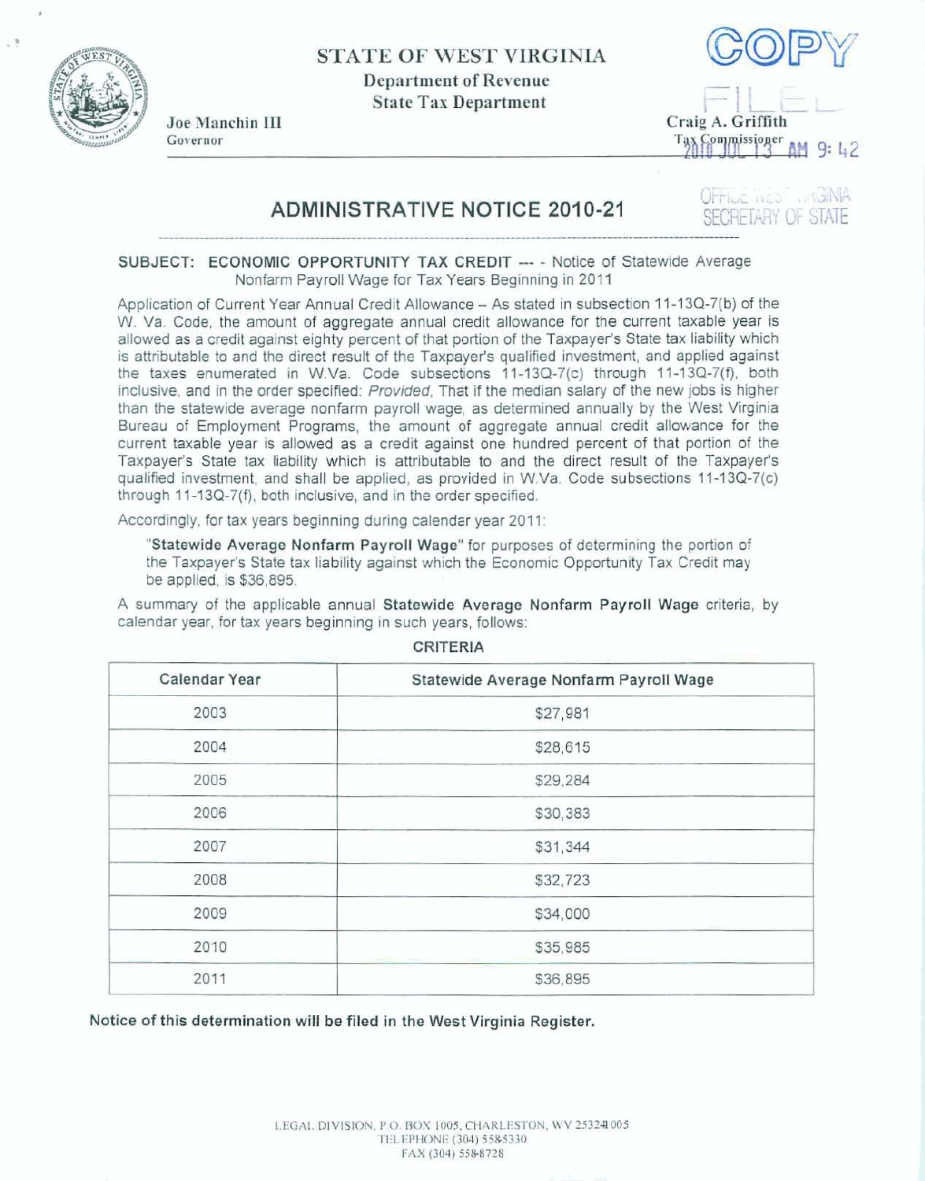STATE OF WEST VIRGINIA

Department of Revenue

State Tax Department

Joe Manchin III
Governor

COPY

FILED

Craig A. Griffith
Tax Commissioner

2010 JUL 13 AM 9: 42

OFFICE WEST VIRGINIA
SECRETARY OF STATE

# ADMINISTRATIVE NOTICE 2010-21

**SUBJECT: ECONOMIC OPPORTUNITY TAX CREDIT** --- - Notice of Statewide Average Nonfarm Payroll Wage for Tax Years Beginning in 2011

Application of Current Year Annual Credit Allowance – As stated in subsection 11-13Q-7(b) of the W. Va. Code, the amount of aggregate annual credit allowance for the current taxable year is allowed as a credit against eighty percent of that portion of the Taxpayer's State tax liability which is attributable to and the direct result of the Taxpayer's qualified investment, and applied against the taxes enumerated in W.Va. Code subsections 11-13Q-7(c) through 11-13Q-7(f), both inclusive, and in the order specified: *Provided*, That if the median salary of the new jobs is higher than the statewide average nonfarm payroll wage, as determined annually by the West Virginia Bureau of Employment Programs, the amount of aggregate annual credit allowance for the current taxable year is allowed as a credit against one hundred percent of that portion of the Taxpayer's State tax liability which is attributable to and the direct result of the Taxpayer's qualified investment, and shall be applied, as provided in W.Va. Code subsections 11-13Q-7(c) through 11-13Q-7(f), both inclusive, and in the order specified.

Accordingly, for tax years beginning during calendar year 2011:

> "**Statewide Average Nonfarm Payroll Wage**" for purposes of determining the portion of the Taxpayer's State tax liability against which the Economic Opportunity Tax Credit may be applied, is $36,895.

A summary of the applicable annual **Statewide Average Nonfarm Payroll Wage** criteria, by calendar year, for tax years beginning in such years, follows:

CRITERIA

| Calendar Year | Statewide Average Nonfarm Payroll Wage |
|---|---|
| 2003 | $27,981 |
| 2004 | $28,615 |
| 2005 | $29,284 |
| 2006 | $30,383 |
| 2007 | $31,344 |
| 2008 | $32,723 |
| 2009 | $34,000 |
| 2010 | $35,985 |
| 2011 | $36,895 |

**Notice of this determination will be filed in the West Virginia Register.**

LEGAL DIVISION, P.O. BOX 1005, CHARLESTON, WV 25324-1005
TELEPHONE (304) 558-5330
FAX (304) 558-8728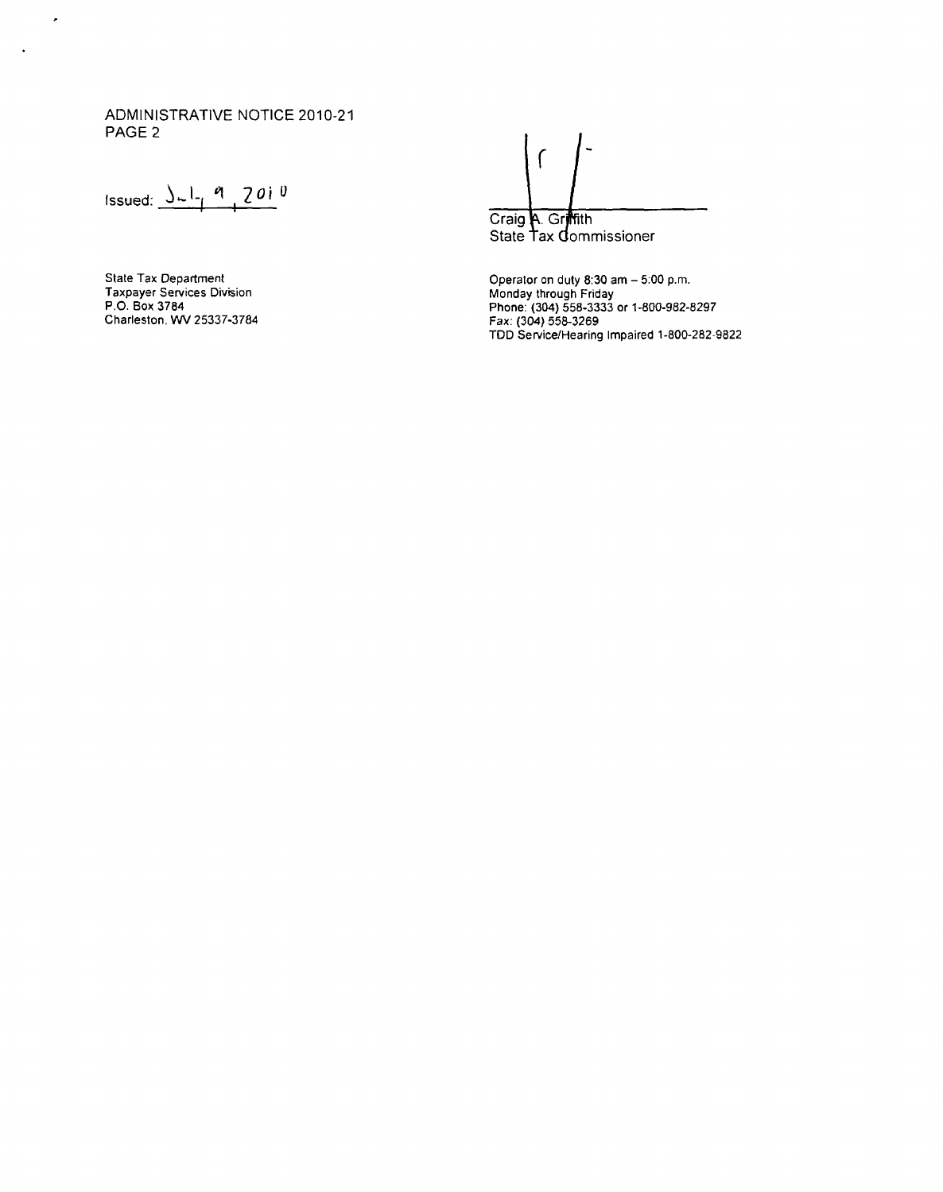ADMINISTRATIVE NOTICE 2010-21
PAGE 2

Issued: July 9, 2010

Craig A. Griffith
State Tax Commissioner

State Tax Department
Taxpayer Services Division
P.O. Box 3784
Charleston, WV 25337-3784

Operator on duty 8:30 am – 5:00 p.m.
Monday through Friday
Phone: (304) 558-3333 or 1-800-982-8297
Fax: (304) 558-3269
TDD Service/Hearing Impaired 1-800-282-9822